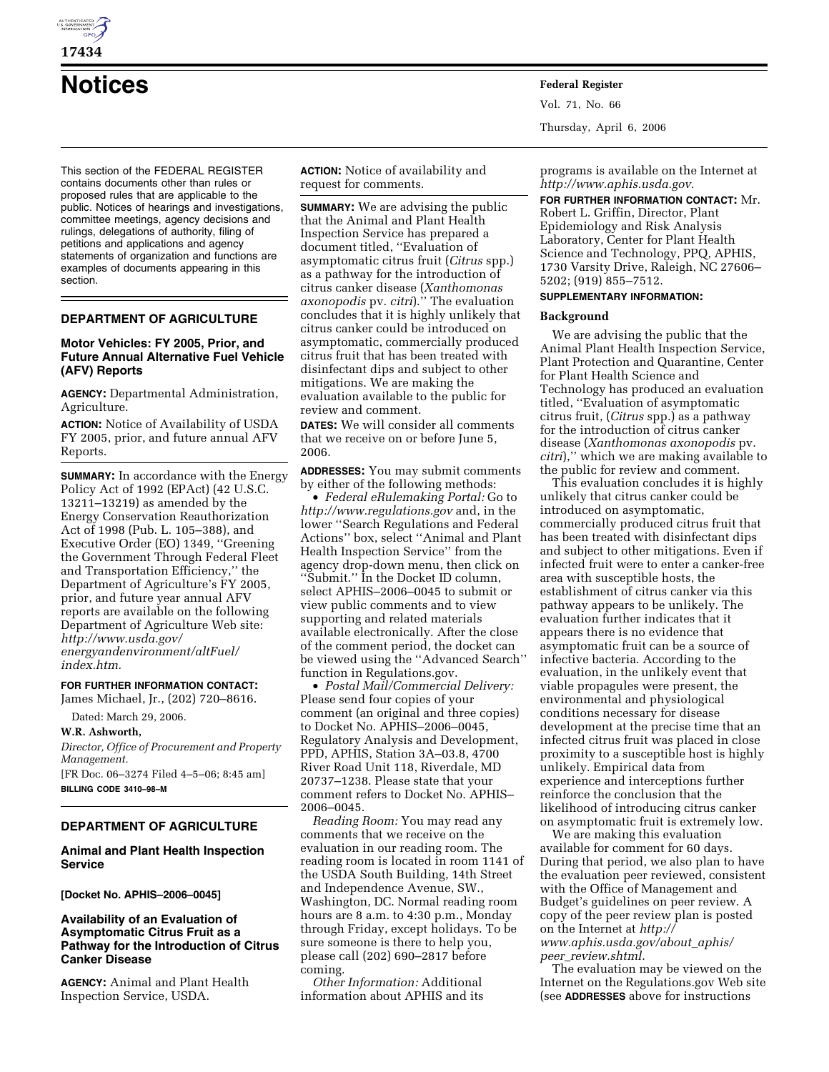# Notices

This section of the FEDERAL REGISTER contains documents other than rules or proposed rules that are applicable to the public. Notices of hearings and investigations, committee meetings, agency decisions and rulings, delegations of authority, filing of petitions and applications and agency statements of organization and functions are examples of documents appearing in this section.

## DEPARTMENT OF AGRICULTURE

### Motor Vehicles: FY 2005, Prior, and Future Annual Alternative Fuel Vehicle (AFV) Reports

**AGENCY:** Departmental Administration, Agriculture.

**ACTION:** Notice of Availability of USDA FY 2005, prior, and future annual AFV Reports.

**SUMMARY:** In accordance with the Energy Policy Act of 1992 (EPAct) (42 U.S.C. 13211–13219) as amended by the Energy Conservation Reauthorization Act of 1998 (Pub. L. 105–388), and Executive Order (EO) 1349, ''Greening the Government Through Federal Fleet and Transportation Efficiency,'' the Department of Agriculture's FY 2005, prior, and future year annual AFV reports are available on the following Department of Agriculture Web site: *http://www.usda.gov/energyandenvironment/altFuel/index.htm.*

**FOR FURTHER INFORMATION CONTACT:** James Michael, Jr., (202) 720–8616.

Dated: March 29, 2006.

**W.R. Ashworth,**

*Director, Office of Procurement and Property Management.*

[FR Doc. 06–3274 Filed 4–5–06; 8:45 am]

**BILLING CODE 3410–98–M**

## DEPARTMENT OF AGRICULTURE

### Animal and Plant Health Inspection Service

**[Docket No. APHIS–2006–0045]**

### Availability of an Evaluation of Asymptomatic Citrus Fruit as a Pathway for the Introduction of Citrus Canker Disease

**AGENCY:** Animal and Plant Health Inspection Service, USDA.

**ACTION:** Notice of availability and request for comments.

**SUMMARY:** We are advising the public that the Animal and Plant Health Inspection Service has prepared a document titled, ''Evaluation of asymptomatic citrus fruit (*Citrus* spp.) as a pathway for the introduction of citrus canker disease (*Xanthomonas axonopodis* pv. *citri*).'' The evaluation concludes that it is highly unlikely that citrus canker could be introduced on asymptomatic, commercially produced citrus fruit that has been treated with disinfectant dips and subject to other mitigations. We are making the evaluation available to the public for review and comment.

**DATES:** We will consider all comments that we receive on or before June 5, 2006.

**ADDRESSES:** You may submit comments by either of the following methods:

- *Federal eRulemaking Portal:* Go to *http://www.regulations.gov* and, in the lower ''Search Regulations and Federal Actions'' box, select ''Animal and Plant Health Inspection Service'' from the agency drop-down menu, then click on ''Submit.'' In the Docket ID column, select APHIS–2006–0045 to submit or view public comments and to view supporting and related materials available electronically. After the close of the comment period, the docket can be viewed using the ''Advanced Search'' function in Regulations.gov.
- *Postal Mail/Commercial Delivery:* Please send four copies of your comment (an original and three copies) to Docket No. APHIS–2006–0045, Regulatory Analysis and Development, PPD, APHIS, Station 3A–03.8, 4700 River Road Unit 118, Riverdale, MD 20737–1238. Please state that your comment refers to Docket No. APHIS–2006–0045.

*Reading Room:* You may read any comments that we receive on the evaluation in our reading room. The reading room is located in room 1141 of the USDA South Building, 14th Street and Independence Avenue, SW., Washington, DC. Normal reading room hours are 8 a.m. to 4:30 p.m., Monday through Friday, except holidays. To be sure someone is there to help you, please call (202) 690–2817 before coming.

*Other Information:* Additional information about APHIS and its programs is available on the Internet at *http://www.aphis.usda.gov.*

**FOR FURTHER INFORMATION CONTACT:** Mr. Robert L. Griffin, Director, Plant Epidemiology and Risk Analysis Laboratory, Center for Plant Health Science and Technology, PPQ, APHIS, 1730 Varsity Drive, Raleigh, NC 27606–5202; (919) 855–7512.

**SUPPLEMENTARY INFORMATION:**

**Background**

We are advising the public that the Animal Plant Health Inspection Service, Plant Protection and Quarantine, Center for Plant Health Science and Technology has produced an evaluation titled, ''Evaluation of asymptomatic citrus fruit, (*Citrus* spp.) as a pathway for the introduction of citrus canker disease (*Xanthomonas axonopodis* pv. *citri*),'' which we are making available to the public for review and comment.

This evaluation concludes it is highly unlikely that citrus canker could be introduced on asymptomatic, commercially produced citrus fruit that has been treated with disinfectant dips and subject to other mitigations. Even if infected fruit were to enter a canker-free area with susceptible hosts, the establishment of citrus canker via this pathway appears to be unlikely. The evaluation further indicates that it appears there is no evidence that asymptomatic fruit can be a source of infective bacteria. According to the evaluation, in the unlikely event that viable propagules were present, the environmental and physiological conditions necessary for disease development at the precise time that an infected citrus fruit was placed in close proximity to a susceptible host is highly unlikely. Empirical data from experience and interceptions further reinforce the conclusion that the likelihood of introducing citrus canker on asymptomatic fruit is extremely low.

We are making this evaluation available for comment for 60 days. During that period, we also plan to have the evaluation peer reviewed, consistent with the Office of Management and Budget's guidelines on peer review. A copy of the peer review plan is posted on the Internet at *http://www.aphis.usda.gov/about_aphis/peer_review.shtml.*

The evaluation may be viewed on the Internet on the Regulations.gov Web site (see **ADDRESSES** above for instructions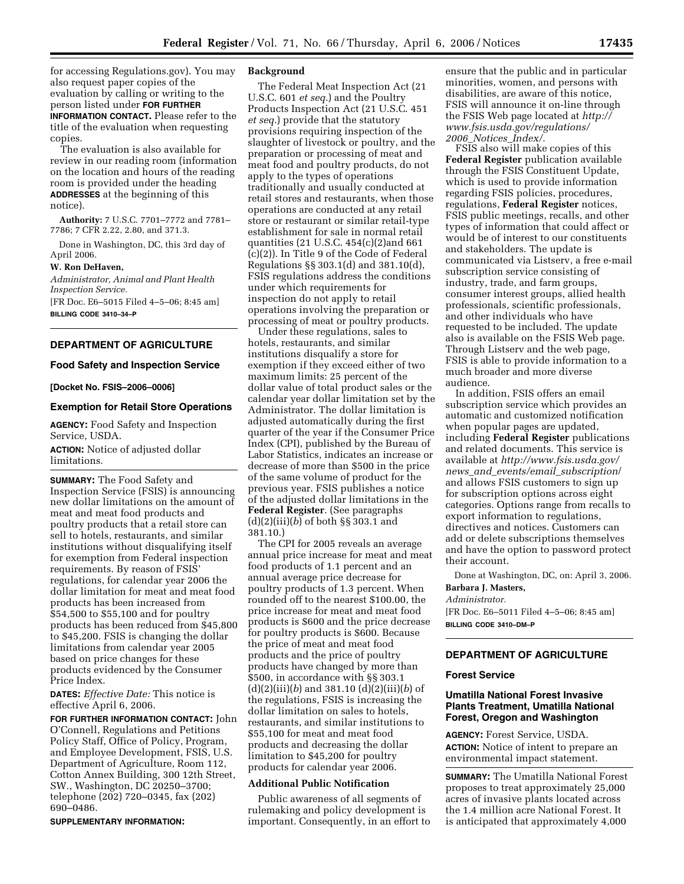for accessing Regulations.gov). You may also request paper copies of the evaluation by calling or writing to the person listed under **FOR FURTHER INFORMATION CONTACT.** Please refer to the title of the evaluation when requesting copies.

The evaluation is also available for review in our reading room (information on the location and hours of the reading room is provided under the heading **ADDRESSES** at the beginning of this notice).

**Authority:** 7 U.S.C. 7701–7772 and 7781–7786; 7 CFR 2.22, 2.80, and 371.3.

Done in Washington, DC, this 3rd day of April 2006.

**W. Ron DeHaven,**

*Administrator, Animal and Plant Health Inspection Service.*

[FR Doc. E6–5015 Filed 4–5–06; 8:45 am]

**BILLING CODE 3410–34–P**

---

## DEPARTMENT OF AGRICULTURE

### Food Safety and Inspection Service

**[Docket No. FSIS–2006–0006]**

### Exemption for Retail Store Operations

**AGENCY:** Food Safety and Inspection Service, USDA.

**ACTION:** Notice of adjusted dollar limitations.

---

**SUMMARY:** The Food Safety and Inspection Service (FSIS) is announcing new dollar limitations on the amount of meat and meat food products and poultry products that a retail store can sell to hotels, restaurants, and similar institutions without disqualifying itself for exemption from Federal inspection requirements. By reason of FSIS' regulations, for calendar year 2006 the dollar limitation for meat and meat food products has been increased from $54,500 to $55,100 and for poultry products has been reduced from $45,800 to $45,200. FSIS is changing the dollar limitations from calendar year 2005 based on price changes for these products evidenced by the Consumer Price Index.

**DATES:** *Effective Date:* This notice is effective April 6, 2006.

**FOR FURTHER INFORMATION CONTACT:** John O'Connell, Regulations and Petitions Policy Staff, Office of Policy, Program, and Employee Development, FSIS, U.S. Department of Agriculture, Room 112, Cotton Annex Building, 300 12th Street, SW., Washington, DC 20250–3700; telephone (202) 720–0345, fax (202) 690–0486.

**SUPPLEMENTARY INFORMATION:**

#### Background

The Federal Meat Inspection Act (21 U.S.C. 601 *et seq.*) and the Poultry Products Inspection Act (21 U.S.C. 451 *et seq.*) provide that the statutory provisions requiring inspection of the slaughter of livestock or poultry, and the preparation or processing of meat and meat food and poultry products, do not apply to the types of operations traditionally and usually conducted at retail stores and restaurants, when those operations are conducted at any retail store or restaurant or similar retail-type establishment for sale in normal retail quantities (21 U.S.C. 454(c)(2)and 661 (c)(2)). In Title 9 of the Code of Federal Regulations §§ 303.1(d) and 381.10(d), FSIS regulations address the conditions under which requirements for inspection do not apply to retail operations involving the preparation or processing of meat or poultry products.

Under these regulations, sales to hotels, restaurants, and similar institutions disqualify a store for exemption if they exceed either of two maximum limits: 25 percent of the dollar value of total product sales or the calendar year dollar limitation set by the Administrator. The dollar limitation is adjusted automatically during the first quarter of the year if the Consumer Price Index (CPI), published by the Bureau of Labor Statistics, indicates an increase or decrease of more than $500 in the price of the same volume of product for the previous year. FSIS publishes a notice of the adjusted dollar limitations in the **Federal Register**. (See paragraphs (d)(2)(iii)(*b*) of both §§ 303.1 and 381.10.)

The CPI for 2005 reveals an average annual price increase for meat and meat food products of 1.1 percent and an annual average price decrease for poultry products of 1.3 percent. When rounded off to the nearest $100.00, the price increase for meat and meat food products is $600 and the price decrease for poultry products is $600. Because the price of meat and meat food products and the price of poultry products have changed by more than $500, in accordance with §§ 303.1 (d)(2)(iii)(*b*) and 381.10 (d)(2)(iii)(*b*) of the regulations, FSIS is increasing the dollar limitation on sales to hotels, restaurants, and similar institutions to $55,100 for meat and meat food products and decreasing the dollar limitation to $45,200 for poultry products for calendar year 2006.

#### Additional Public Notification

Public awareness of all segments of rulemaking and policy development is important. Consequently, in an effort to ensure that the public and in particular minorities, women, and persons with disabilities, are aware of this notice, FSIS will announce it on-line through the FSIS Web page located at *http://www.fsis.usda.gov/regulations/2006_Notices_Index/.*

FSIS also will make copies of this **Federal Register** publication available through the FSIS Constituent Update, which is used to provide information regarding FSIS policies, procedures, regulations, **Federal Register** notices, FSIS public meetings, recalls, and other types of information that could affect or would be of interest to our constituents and stakeholders. The update is communicated via Listserv, a free e-mail subscription service consisting of industry, trade, and farm groups, consumer interest groups, allied health professionals, scientific professionals, and other individuals who have requested to be included. The update also is available on the FSIS Web page. Through Listserv and the web page, FSIS is able to provide information to a much broader and more diverse audience.

In addition, FSIS offers an email subscription service which provides an automatic and customized notification when popular pages are updated, including **Federal Register** publications and related documents. This service is available at *http://www.fsis.usda.gov/news_and_events/email_subscription/* and allows FSIS customers to sign up for subscription options across eight categories. Options range from recalls to export information to regulations, directives and notices. Customers can add or delete subscriptions themselves and have the option to password protect their account.

Done at Washington, DC, on: April 3, 2006.

**Barbara J. Masters,**

*Administrator.*

[FR Doc. E6–5011 Filed 4–5–06; 8:45 am]

**BILLING CODE 3410–DM–P**

---

## DEPARTMENT OF AGRICULTURE

### Forest Service

### Umatilla National Forest Invasive Plants Treatment, Umatilla National Forest, Oregon and Washington

**AGENCY:** Forest Service, USDA.

**ACTION:** Notice of intent to prepare an environmental impact statement.

---

**SUMMARY:** The Umatilla National Forest proposes to treat approximately 25,000 acres of invasive plants located across the 1.4 million acre National Forest. It is anticipated that approximately 4,000